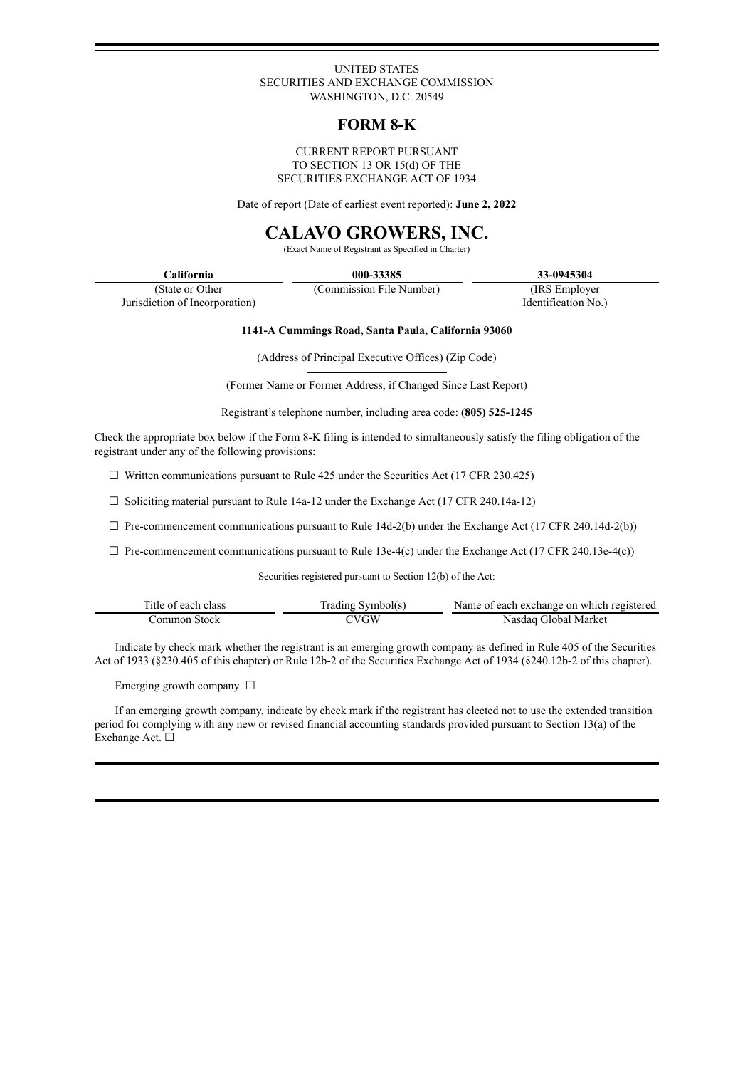UNITED STATES
SECURITIES AND EXCHANGE COMMISSION
WASHINGTON, D.C. 20549

# FORM 8-K

CURRENT REPORT PURSUANT
TO SECTION 13 OR 15(d) OF THE
SECURITIES EXCHANGE ACT OF 1934

Date of report (Date of earliest event reported): **June 2, 2022**

# CALAVO GROWERS, INC.

(Exact Name of Registrant as Specified in Charter)

| **California** | **000-33385** | **33-0945304** |
|---|---|---|
| (State or Other Jurisdiction of Incorporation) | (Commission File Number) | (IRS Employer Identification No.) |

**1141-A Cummings Road, Santa Paula, California 93060**

(Address of Principal Executive Offices) (Zip Code)

(Former Name or Former Address, if Changed Since Last Report)

Registrant's telephone number, including area code: **(805) 525-1245**

Check the appropriate box below if the Form 8-K filing is intended to simultaneously satisfy the filing obligation of the registrant under any of the following provisions:

☐ Written communications pursuant to Rule 425 under the Securities Act (17 CFR 230.425)

☐ Soliciting material pursuant to Rule 14a-12 under the Exchange Act (17 CFR 240.14a-12)

☐ Pre-commencement communications pursuant to Rule 14d-2(b) under the Exchange Act (17 CFR 240.14d-2(b))

☐ Pre-commencement communications pursuant to Rule 13e-4(c) under the Exchange Act (17 CFR 240.13e-4(c))

Securities registered pursuant to Section 12(b) of the Act:

| Title of each class | Trading Symbol(s) | Name of each exchange on which registered |
|---|---|---|
| Common Stock | CVGW | Nasdaq Global Market |

Indicate by check mark whether the registrant is an emerging growth company as defined in Rule 405 of the Securities Act of 1933 (§230.405 of this chapter) or Rule 12b-2 of the Securities Exchange Act of 1934 (§240.12b-2 of this chapter).

Emerging growth company ☐

If an emerging growth company, indicate by check mark if the registrant has elected not to use the extended transition period for complying with any new or revised financial accounting standards provided pursuant to Section 13(a) of the Exchange Act. ☐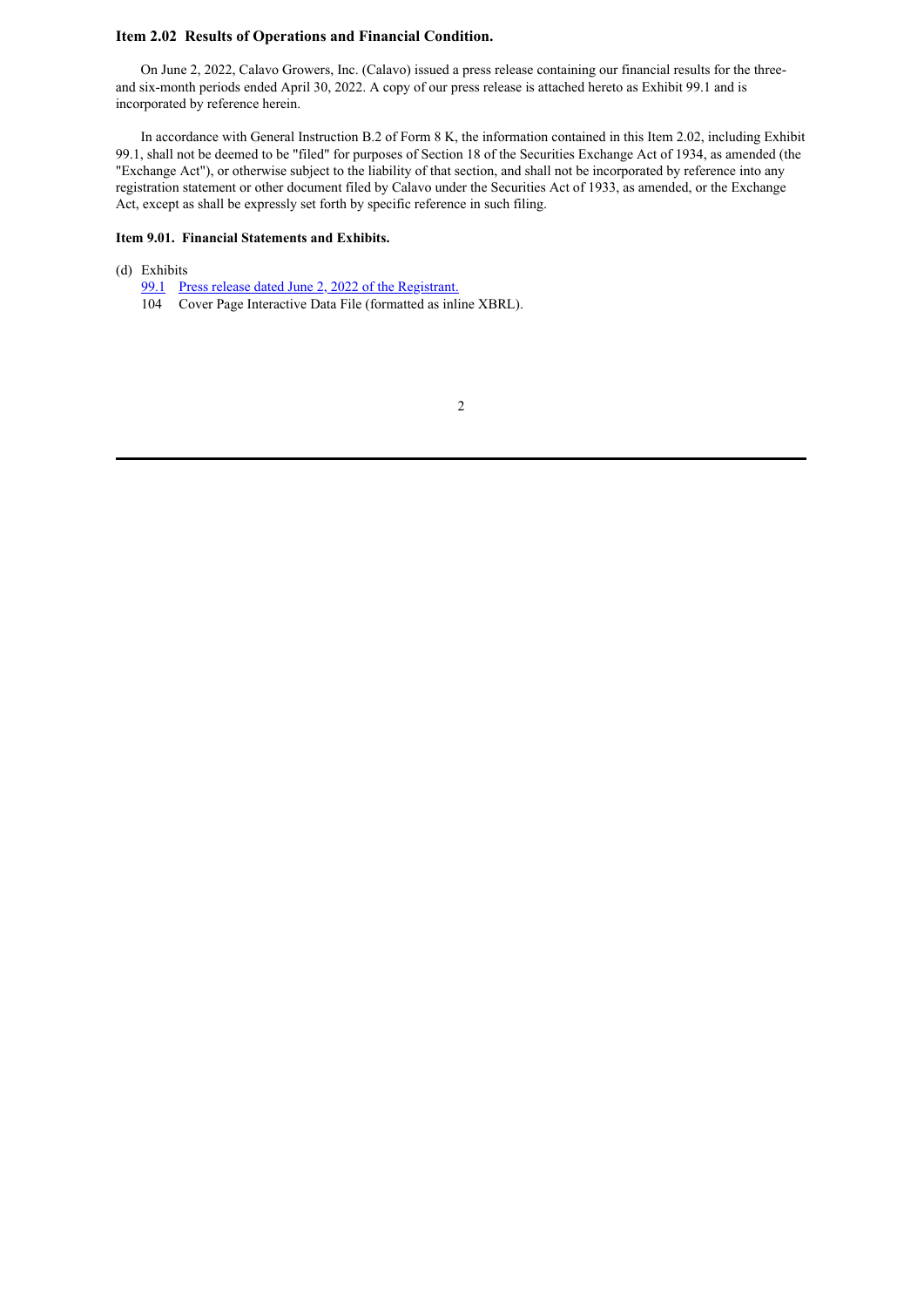**Item 2.02 Results of Operations and Financial Condition.**

On June 2, 2022, Calavo Growers, Inc. (Calavo) issued a press release containing our financial results for the three- and six-month periods ended April 30, 2022. A copy of our press release is attached hereto as Exhibit 99.1 and is incorporated by reference herein.

In accordance with General Instruction B.2 of Form 8 K, the information contained in this Item 2.02, including Exhibit 99.1, shall not be deemed to be "filed" for purposes of Section 18 of the Securities Exchange Act of 1934, as amended (the "Exchange Act"), or otherwise subject to the liability of that section, and shall not be incorporated by reference into any registration statement or other document filed by Calavo under the Securities Act of 1933, as amended, or the Exchange Act, except as shall be expressly set forth by specific reference in such filing.

**Item 9.01. Financial Statements and Exhibits.**

(d) Exhibits

99.1 Press release dated June 2, 2022 of the Registrant.

104 Cover Page Interactive Data File (formatted as inline XBRL).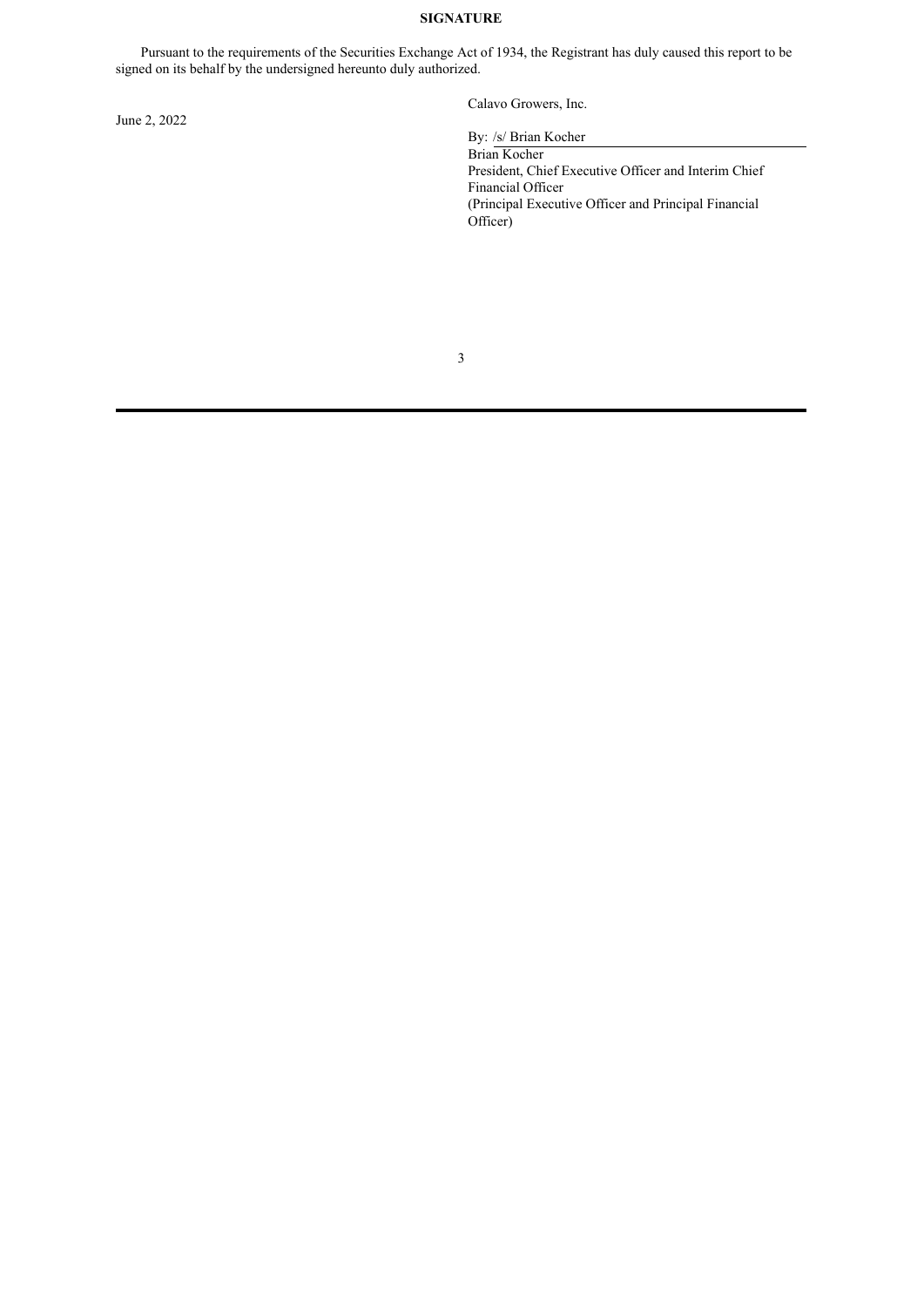**SIGNATURE**

Pursuant to the requirements of the Securities Exchange Act of 1934, the Registrant has duly caused this report to be signed on its behalf by the undersigned hereunto duly authorized.

June 2, 2022

Calavo Growers, Inc.

By: /s/ Brian Kocher
Brian Kocher
President, Chief Executive Officer and Interim Chief Financial Officer
(Principal Executive Officer and Principal Financial Officer)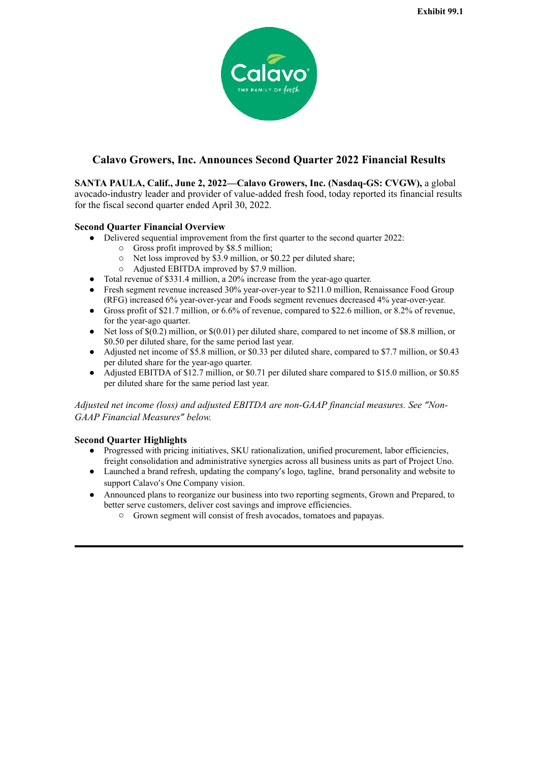Exhibit 99.1

# Calavo Growers, Inc. Announces Second Quarter 2022 Financial Results

**SANTA PAULA, Calif., June 2, 2022—Calavo Growers, Inc. (Nasdaq-GS: CVGW),** a global avocado-industry leader and provider of value-added fresh food, today reported its financial results for the fiscal second quarter ended April 30, 2022.

**Second Quarter Financial Overview**

- Delivered sequential improvement from the first quarter to the second quarter 2022:
  - Gross profit improved by $8.5 million;
  - Net loss improved by $3.9 million, or $0.22 per diluted share;
  - Adjusted EBITDA improved by $7.9 million.
- Total revenue of $331.4 million, a 20% increase from the year-ago quarter.
- Fresh segment revenue increased 30% year-over-year to $211.0 million, Renaissance Food Group (RFG) increased 6% year-over-year and Foods segment revenues decreased 4% year-over-year.
- Gross profit of $21.7 million, or 6.6% of revenue, compared to $22.6 million, or 8.2% of revenue, for the year-ago quarter.
- Net loss of $(0.2) million, or $(0.01) per diluted share, compared to net income of $8.8 million, or $0.50 per diluted share, for the same period last year.
- Adjusted net income of $5.8 million, or $0.33 per diluted share, compared to $7.7 million, or $0.43 per diluted share for the year-ago quarter.
- Adjusted EBITDA of $12.7 million, or $0.71 per diluted share compared to $15.0 million, or $0.85 per diluted share for the same period last year.

*Adjusted net income (loss) and adjusted EBITDA are non-GAAP financial measures. See "Non-GAAP Financial Measures" below.*

**Second Quarter Highlights**

- Progressed with pricing initiatives, SKU rationalization, unified procurement, labor efficiencies, freight consolidation and administrative synergies across all business units as part of Project Uno.
- Launched a brand refresh, updating the company's logo, tagline, brand personality and website to support Calavo's One Company vision.
- Announced plans to reorganize our business into two reporting segments, Grown and Prepared, to better serve customers, deliver cost savings and improve efficiencies.
  - Grown segment will consist of fresh avocados, tomatoes and papayas.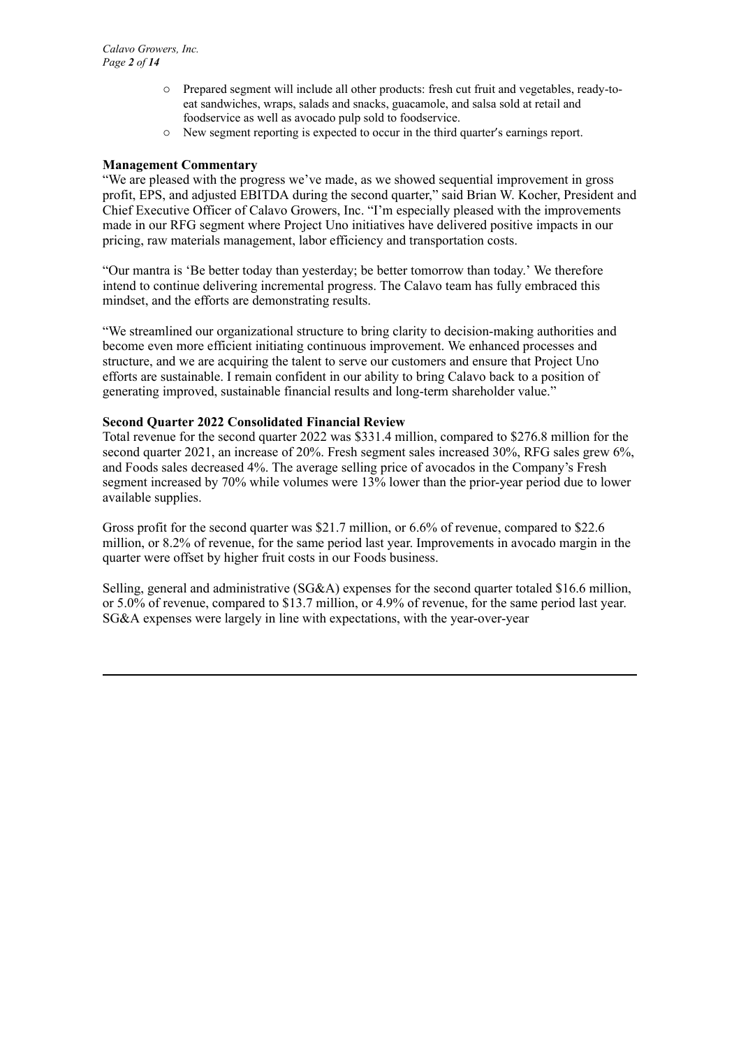- Prepared segment will include all other products: fresh cut fruit and vegetables, ready-to-eat sandwiches, wraps, salads and snacks, guacamole, and salsa sold at retail and foodservice as well as avocado pulp sold to foodservice.
- New segment reporting is expected to occur in the third quarter's earnings report.

**Management Commentary**

"We are pleased with the progress we've made, as we showed sequential improvement in gross profit, EPS, and adjusted EBITDA during the second quarter," said Brian W. Kocher, President and Chief Executive Officer of Calavo Growers, Inc. "I'm especially pleased with the improvements made in our RFG segment where Project Uno initiatives have delivered positive impacts in our pricing, raw materials management, labor efficiency and transportation costs.

"Our mantra is 'Be better today than yesterday; be better tomorrow than today.' We therefore intend to continue delivering incremental progress. The Calavo team has fully embraced this mindset, and the efforts are demonstrating results.

"We streamlined our organizational structure to bring clarity to decision-making authorities and become even more efficient initiating continuous improvement. We enhanced processes and structure, and we are acquiring the talent to serve our customers and ensure that Project Uno efforts are sustainable. I remain confident in our ability to bring Calavo back to a position of generating improved, sustainable financial results and long-term shareholder value."

**Second Quarter 2022 Consolidated Financial Review**

Total revenue for the second quarter 2022 was $331.4 million, compared to $276.8 million for the second quarter 2021, an increase of 20%. Fresh segment sales increased 30%, RFG sales grew 6%, and Foods sales decreased 4%. The average selling price of avocados in the Company's Fresh segment increased by 70% while volumes were 13% lower than the prior-year period due to lower available supplies.

Gross profit for the second quarter was $21.7 million, or 6.6% of revenue, compared to $22.6 million, or 8.2% of revenue, for the same period last year. Improvements in avocado margin in the quarter were offset by higher fruit costs in our Foods business.

Selling, general and administrative (SG&A) expenses for the second quarter totaled $16.6 million, or 5.0% of revenue, compared to $13.7 million, or 4.9% of revenue, for the same period last year. SG&A expenses were largely in line with expectations, with the year-over-year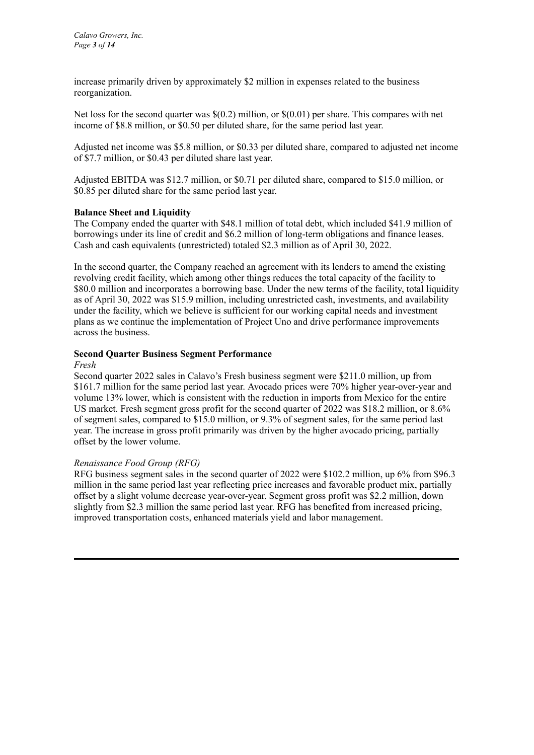increase primarily driven by approximately $2 million in expenses related to the business reorganization.

Net loss for the second quarter was $(0.2) million, or $(0.01) per share. This compares with net income of $8.8 million, or $0.50 per diluted share, for the same period last year.

Adjusted net income was $5.8 million, or $0.33 per diluted share, compared to adjusted net income of $7.7 million, or $0.43 per diluted share last year.

Adjusted EBITDA was $12.7 million, or $0.71 per diluted share, compared to $15.0 million, or $0.85 per diluted share for the same period last year.

**Balance Sheet and Liquidity**

The Company ended the quarter with $48.1 million of total debt, which included $41.9 million of borrowings under its line of credit and $6.2 million of long-term obligations and finance leases. Cash and cash equivalents (unrestricted) totaled $2.3 million as of April 30, 2022.

In the second quarter, the Company reached an agreement with its lenders to amend the existing revolving credit facility, which among other things reduces the total capacity of the facility to $80.0 million and incorporates a borrowing base. Under the new terms of the facility, total liquidity as of April 30, 2022 was $15.9 million, including unrestricted cash, investments, and availability under the facility, which we believe is sufficient for our working capital needs and investment plans as we continue the implementation of Project Uno and drive performance improvements across the business.

**Second Quarter Business Segment Performance**

*Fresh*

Second quarter 2022 sales in Calavo's Fresh business segment were $211.0 million, up from $161.7 million for the same period last year. Avocado prices were 70% higher year-over-year and volume 13% lower, which is consistent with the reduction in imports from Mexico for the entire US market. Fresh segment gross profit for the second quarter of 2022 was $18.2 million, or 8.6% of segment sales, compared to $15.0 million, or 9.3% of segment sales, for the same period last year. The increase in gross profit primarily was driven by the higher avocado pricing, partially offset by the lower volume.

*Renaissance Food Group (RFG)*

RFG business segment sales in the second quarter of 2022 were $102.2 million, up 6% from $96.3 million in the same period last year reflecting price increases and favorable product mix, partially offset by a slight volume decrease year-over-year. Segment gross profit was $2.2 million, down slightly from $2.3 million the same period last year. RFG has benefited from increased pricing, improved transportation costs, enhanced materials yield and labor management.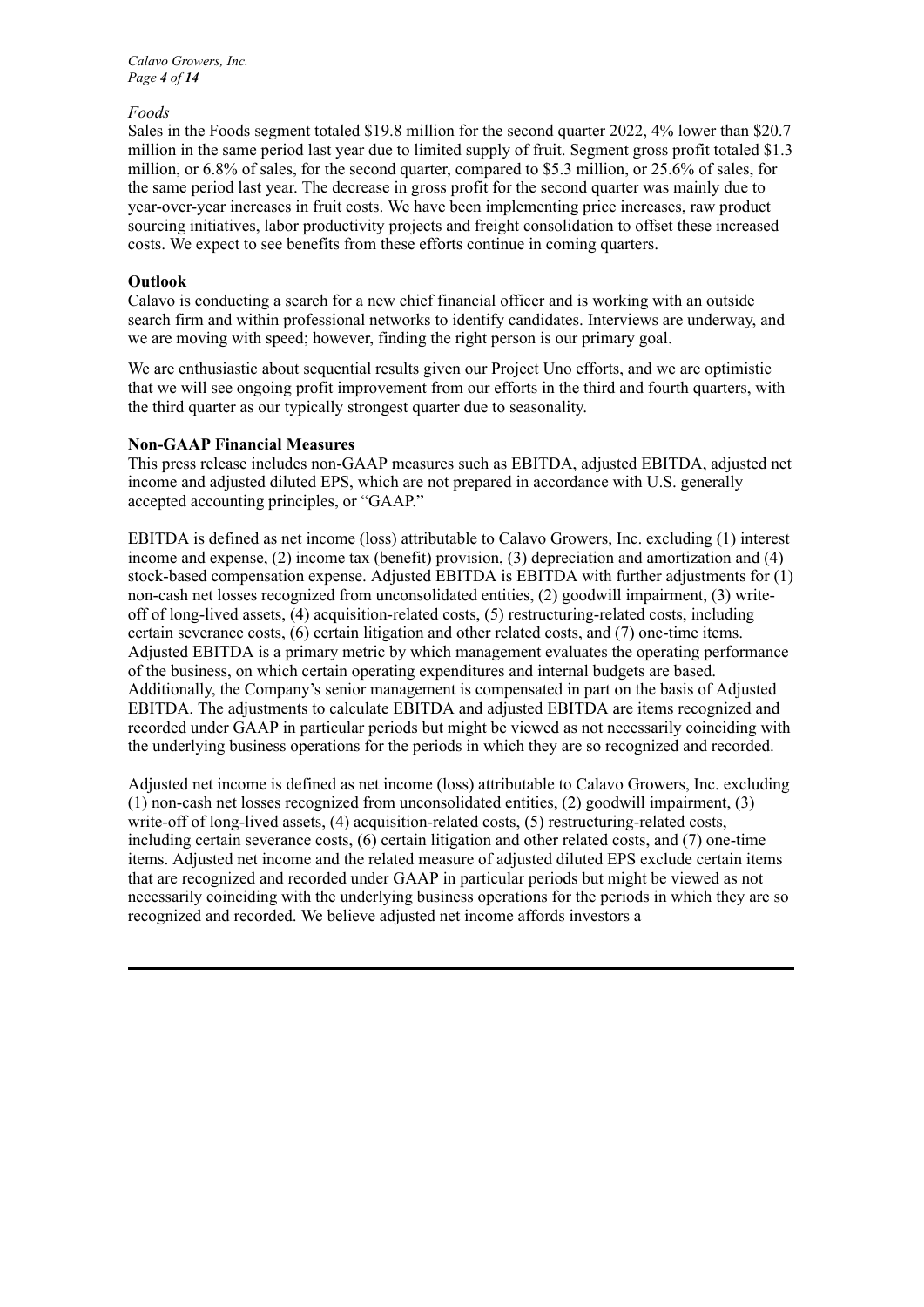*Foods*

Sales in the Foods segment totaled $19.8 million for the second quarter 2022, 4% lower than $20.7 million in the same period last year due to limited supply of fruit. Segment gross profit totaled $1.3 million, or 6.8% of sales, for the second quarter, compared to $5.3 million, or 25.6% of sales, for the same period last year. The decrease in gross profit for the second quarter was mainly due to year-over-year increases in fruit costs. We have been implementing price increases, raw product sourcing initiatives, labor productivity projects and freight consolidation to offset these increased costs. We expect to see benefits from these efforts continue in coming quarters.

**Outlook**

Calavo is conducting a search for a new chief financial officer and is working with an outside search firm and within professional networks to identify candidates. Interviews are underway, and we are moving with speed; however, finding the right person is our primary goal.

We are enthusiastic about sequential results given our Project Uno efforts, and we are optimistic that we will see ongoing profit improvement from our efforts in the third and fourth quarters, with the third quarter as our typically strongest quarter due to seasonality.

**Non-GAAP Financial Measures**

This press release includes non-GAAP measures such as EBITDA, adjusted EBITDA, adjusted net income and adjusted diluted EPS, which are not prepared in accordance with U.S. generally accepted accounting principles, or "GAAP."

EBITDA is defined as net income (loss) attributable to Calavo Growers, Inc. excluding (1) interest income and expense, (2) income tax (benefit) provision, (3) depreciation and amortization and (4) stock-based compensation expense. Adjusted EBITDA is EBITDA with further adjustments for (1) non-cash net losses recognized from unconsolidated entities, (2) goodwill impairment, (3) write-off of long-lived assets, (4) acquisition-related costs, (5) restructuring-related costs, including certain severance costs, (6) certain litigation and other related costs, and (7) one-time items. Adjusted EBITDA is a primary metric by which management evaluates the operating performance of the business, on which certain operating expenditures and internal budgets are based. Additionally, the Company's senior management is compensated in part on the basis of Adjusted EBITDA. The adjustments to calculate EBITDA and adjusted EBITDA are items recognized and recorded under GAAP in particular periods but might be viewed as not necessarily coinciding with the underlying business operations for the periods in which they are so recognized and recorded.

Adjusted net income is defined as net income (loss) attributable to Calavo Growers, Inc. excluding (1) non-cash net losses recognized from unconsolidated entities, (2) goodwill impairment, (3) write-off of long-lived assets, (4) acquisition-related costs, (5) restructuring-related costs, including certain severance costs, (6) certain litigation and other related costs, and (7) one-time items. Adjusted net income and the related measure of adjusted diluted EPS exclude certain items that are recognized and recorded under GAAP in particular periods but might be viewed as not necessarily coinciding with the underlying business operations for the periods in which they are so recognized and recorded. We believe adjusted net income affords investors a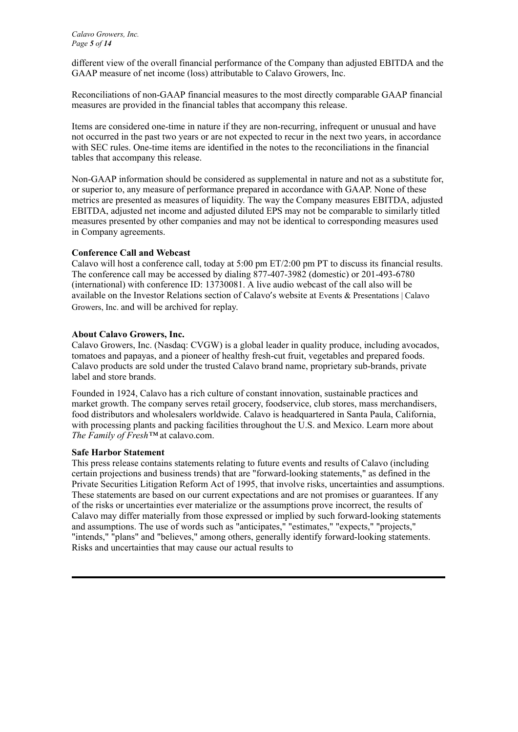different view of the overall financial performance of the Company than adjusted EBITDA and the GAAP measure of net income (loss) attributable to Calavo Growers, Inc.

Reconciliations of non-GAAP financial measures to the most directly comparable GAAP financial measures are provided in the financial tables that accompany this release.

Items are considered one-time in nature if they are non-recurring, infrequent or unusual and have not occurred in the past two years or are not expected to recur in the next two years, in accordance with SEC rules. One-time items are identified in the notes to the reconciliations in the financial tables that accompany this release.

Non-GAAP information should be considered as supplemental in nature and not as a substitute for, or superior to, any measure of performance prepared in accordance with GAAP. None of these metrics are presented as measures of liquidity. The way the Company measures EBITDA, adjusted EBITDA, adjusted net income and adjusted diluted EPS may not be comparable to similarly titled measures presented by other companies and may not be identical to corresponding measures used in Company agreements.

**Conference Call and Webcast**

Calavo will host a conference call, today at 5:00 pm ET/2:00 pm PT to discuss its financial results. The conference call may be accessed by dialing 877-407-3982 (domestic) or 201-493-6780 (international) with conference ID: 13730081. A live audio webcast of the call also will be available on the Investor Relations section of Calavo's website at Events & Presentations | Calavo Growers, Inc. and will be archived for replay.

**About Calavo Growers, Inc.**

Calavo Growers, Inc. (Nasdaq: CVGW) is a global leader in quality produce, including avocados, tomatoes and papayas, and a pioneer of healthy fresh-cut fruit, vegetables and prepared foods. Calavo products are sold under the trusted Calavo brand name, proprietary sub-brands, private label and store brands.

Founded in 1924, Calavo has a rich culture of constant innovation, sustainable practices and market growth. The company serves retail grocery, foodservice, club stores, mass merchandisers, food distributors and wholesalers worldwide. Calavo is headquartered in Santa Paula, California, with processing plants and packing facilities throughout the U.S. and Mexico. Learn more about *The Family of Fresh™* at calavo.com.

**Safe Harbor Statement**

This press release contains statements relating to future events and results of Calavo (including certain projections and business trends) that are "forward-looking statements," as defined in the Private Securities Litigation Reform Act of 1995, that involve risks, uncertainties and assumptions. These statements are based on our current expectations and are not promises or guarantees. If any of the risks or uncertainties ever materialize or the assumptions prove incorrect, the results of Calavo may differ materially from those expressed or implied by such forward-looking statements and assumptions. The use of words such as "anticipates," "estimates," "expects," "projects," "intends," "plans" and "believes," among others, generally identify forward-looking statements. Risks and uncertainties that may cause our actual results to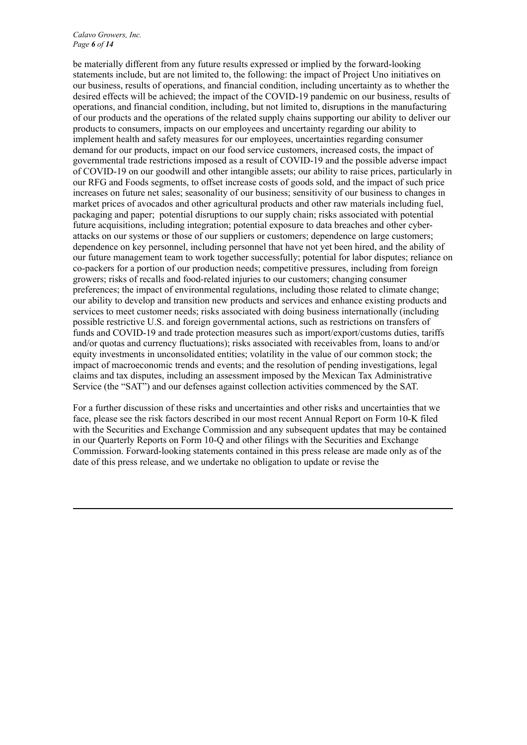be materially different from any future results expressed or implied by the forward-looking statements include, but are not limited to, the following: the impact of Project Uno initiatives on our business, results of operations, and financial condition, including uncertainty as to whether the desired effects will be achieved; the impact of the COVID-19 pandemic on our business, results of operations, and financial condition, including, but not limited to, disruptions in the manufacturing of our products and the operations of the related supply chains supporting our ability to deliver our products to consumers, impacts on our employees and uncertainty regarding our ability to implement health and safety measures for our employees, uncertainties regarding consumer demand for our products, impact on our food service customers, increased costs, the impact of governmental trade restrictions imposed as a result of COVID-19 and the possible adverse impact of COVID-19 on our goodwill and other intangible assets; our ability to raise prices, particularly in our RFG and Foods segments, to offset increase costs of goods sold, and the impact of such price increases on future net sales; seasonality of our business; sensitivity of our business to changes in market prices of avocados and other agricultural products and other raw materials including fuel, packaging and paper; potential disruptions to our supply chain; risks associated with potential future acquisitions, including integration; potential exposure to data breaches and other cyber-attacks on our systems or those of our suppliers or customers; dependence on large customers; dependence on key personnel, including personnel that have not yet been hired, and the ability of our future management team to work together successfully; potential for labor disputes; reliance on co-packers for a portion of our production needs; competitive pressures, including from foreign growers; risks of recalls and food-related injuries to our customers; changing consumer preferences; the impact of environmental regulations, including those related to climate change; our ability to develop and transition new products and services and enhance existing products and services to meet customer needs; risks associated with doing business internationally (including possible restrictive U.S. and foreign governmental actions, such as restrictions on transfers of funds and COVID-19 and trade protection measures such as import/export/customs duties, tariffs and/or quotas and currency fluctuations); risks associated with receivables from, loans to and/or equity investments in unconsolidated entities; volatility in the value of our common stock; the impact of macroeconomic trends and events; and the resolution of pending investigations, legal claims and tax disputes, including an assessment imposed by the Mexican Tax Administrative Service (the "SAT") and our defenses against collection activities commenced by the SAT.

For a further discussion of these risks and uncertainties and other risks and uncertainties that we face, please see the risk factors described in our most recent Annual Report on Form 10-K filed with the Securities and Exchange Commission and any subsequent updates that may be contained in our Quarterly Reports on Form 10-Q and other filings with the Securities and Exchange Commission. Forward-looking statements contained in this press release are made only as of the date of this press release, and we undertake no obligation to update or revise the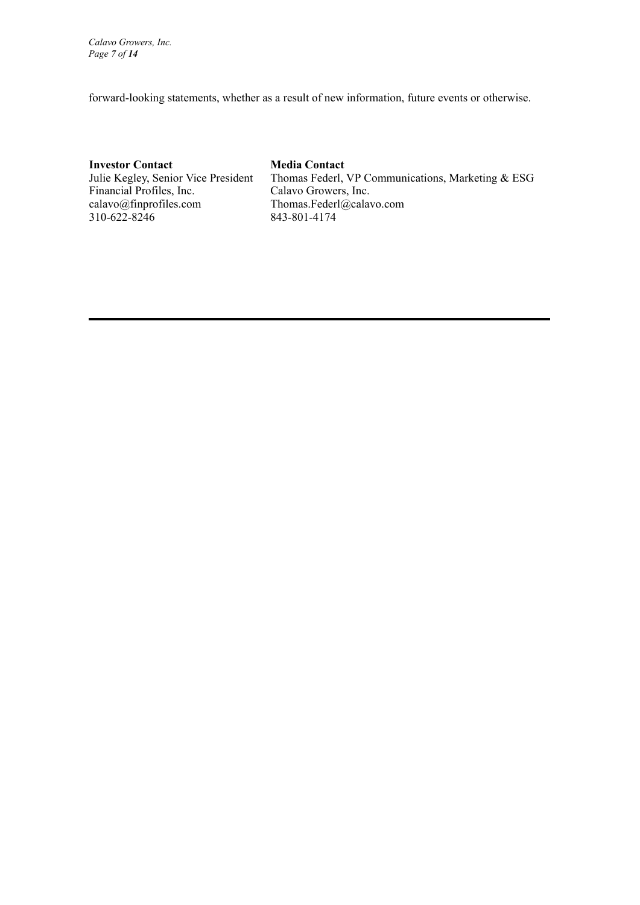forward-looking statements, whether as a result of new information, future events or otherwise.

| **Investor Contact** | **Media Contact** |
|---|---|
| Julie Kegley, Senior Vice President | Thomas Federl, VP Communications, Marketing & ESG |
| Financial Profiles, Inc. | Calavo Growers, Inc. |
| calavo@finprofiles.com | Thomas.Federl@calavo.com |
| 310-622-8246 | 843-801-4174 |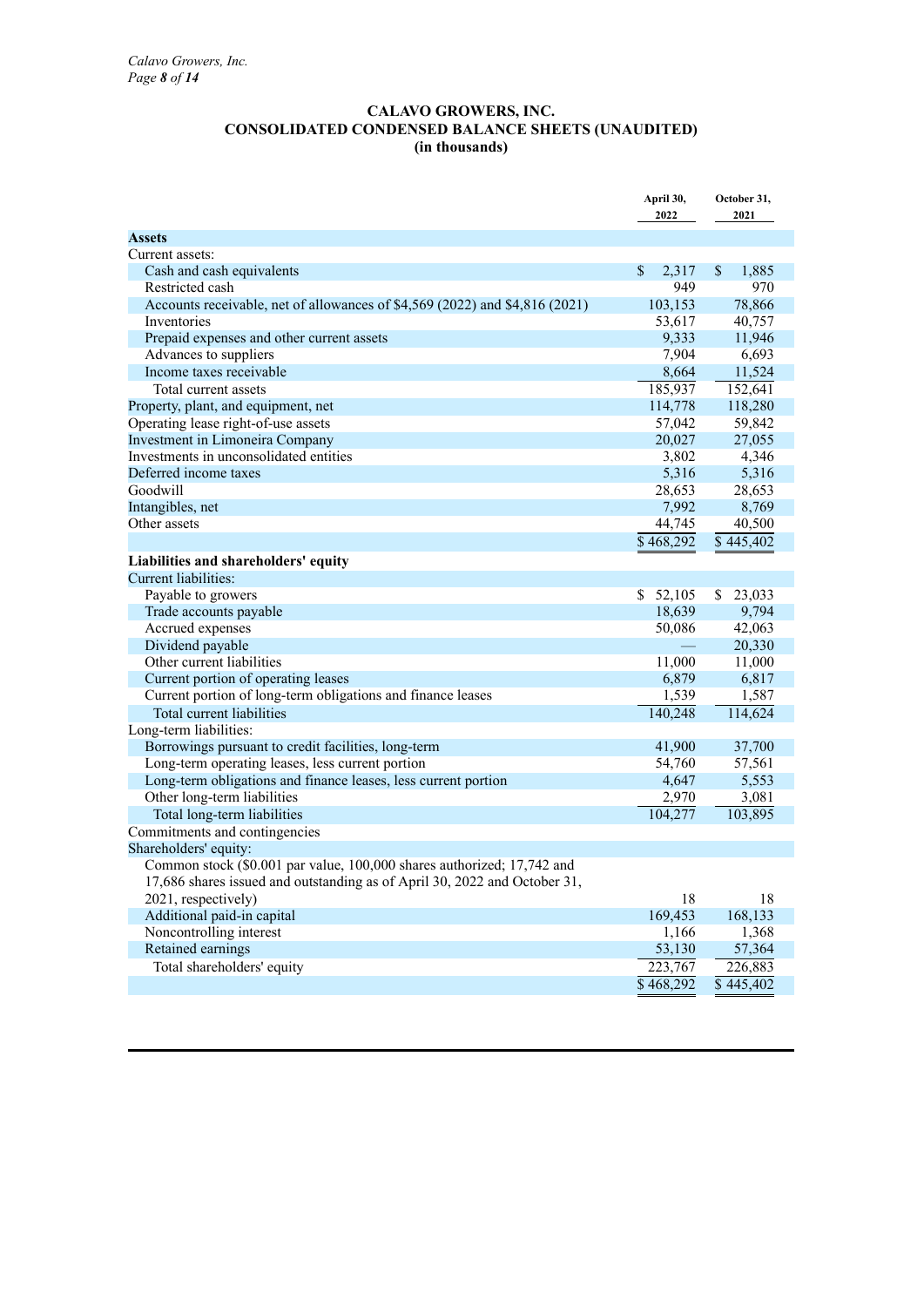**CALAVO GROWERS, INC.**
**CONSOLIDATED CONDENSED BALANCE SHEETS (UNAUDITED)**
**(in thousands)**

| | April 30, 2022 | October 31, 2021 |
|---|---|---|
| **Assets** | | |
| Current assets: | | |
| Cash and cash equivalents | $ 2,317 | $ 1,885 |
| Restricted cash | 949 | 970 |
| Accounts receivable, net of allowances of $4,569 (2022) and $4,816 (2021) | 103,153 | 78,866 |
| Inventories | 53,617 | 40,757 |
| Prepaid expenses and other current assets | 9,333 | 11,946 |
| Advances to suppliers | 7,904 | 6,693 |
| Income taxes receivable | 8,664 | 11,524 |
| Total current assets | 185,937 | 152,641 |
| Property, plant, and equipment, net | 114,778 | 118,280 |
| Operating lease right-of-use assets | 57,042 | 59,842 |
| Investment in Limoneira Company | 20,027 | 27,055 |
| Investments in unconsolidated entities | 3,802 | 4,346 |
| Deferred income taxes | 5,316 | 5,316 |
| Goodwill | 28,653 | 28,653 |
| Intangibles, net | 7,992 | 8,769 |
| Other assets | 44,745 | 40,500 |
| | $ 468,292 | $ 445,402 |
| **Liabilities and shareholders' equity** | | |
| Current liabilities: | | |
| Payable to growers | $ 52,105 | $ 23,033 |
| Trade accounts payable | 18,639 | 9,794 |
| Accrued expenses | 50,086 | 42,063 |
| Dividend payable | — | 20,330 |
| Other current liabilities | 11,000 | 11,000 |
| Current portion of operating leases | 6,879 | 6,817 |
| Current portion of long-term obligations and finance leases | 1,539 | 1,587 |
| Total current liabilities | 140,248 | 114,624 |
| Long-term liabilities: | | |
| Borrowings pursuant to credit facilities, long-term | 41,900 | 37,700 |
| Long-term operating leases, less current portion | 54,760 | 57,561 |
| Long-term obligations and finance leases, less current portion | 4,647 | 5,553 |
| Other long-term liabilities | 2,970 | 3,081 |
| Total long-term liabilities | 104,277 | 103,895 |
| Commitments and contingencies | | |
| Shareholders' equity: | | |
| Common stock ($0.001 par value, 100,000 shares authorized; 17,742 and 17,686 shares issued and outstanding as of April 30, 2022 and October 31, 2021, respectively) | 18 | 18 |
| Additional paid-in capital | 169,453 | 168,133 |
| Noncontrolling interest | 1,166 | 1,368 |
| Retained earnings | 53,130 | 57,364 |
| Total shareholders' equity | 223,767 | 226,883 |
| | $ 468,292 | $ 445,402 |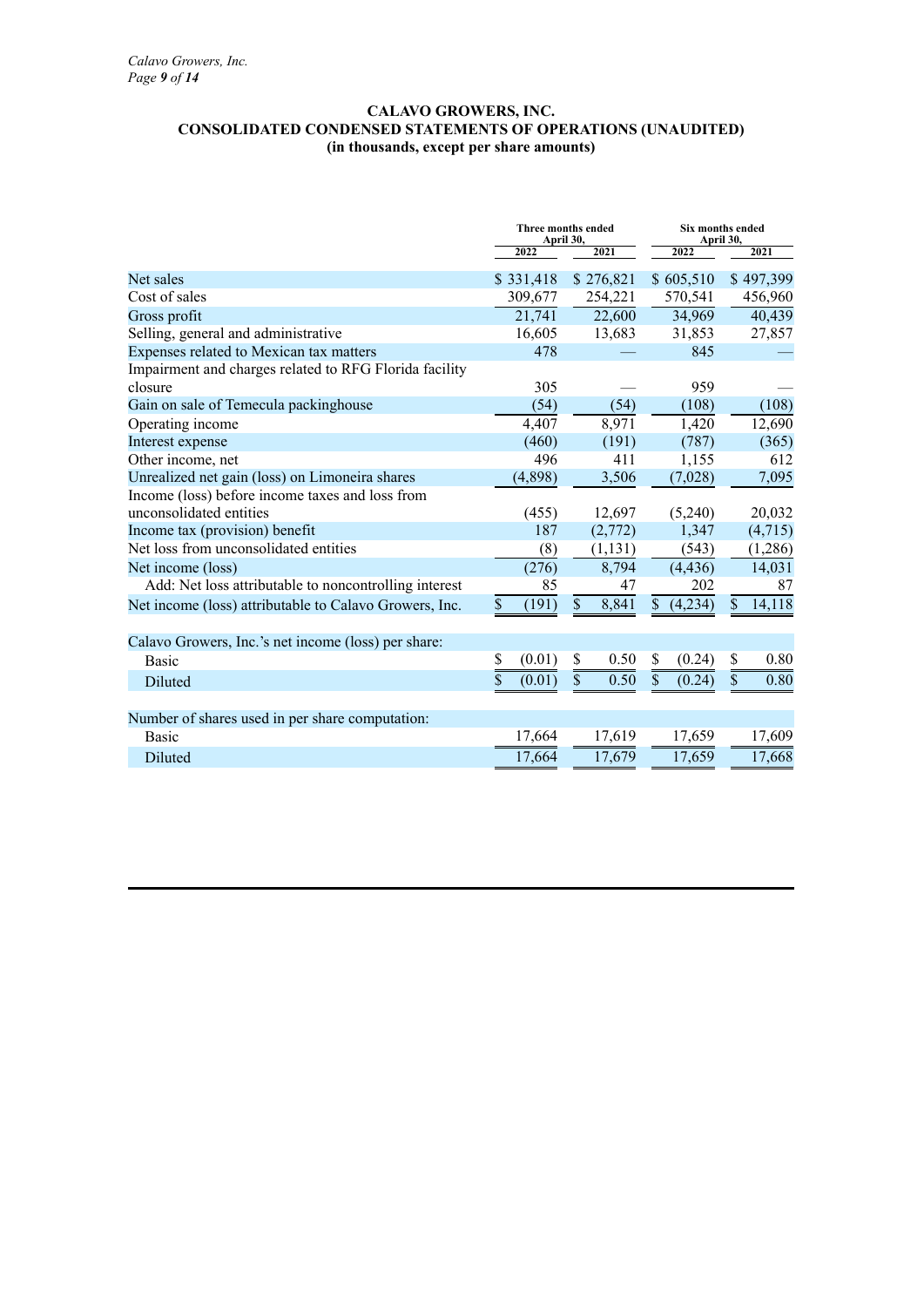# CALAVO GROWERS, INC.
## CONSOLIDATED CONDENSED STATEMENTS OF OPERATIONS (UNAUDITED)
### (in thousands, except per share amounts)

| | Three months ended April 30, | | Six months ended April 30, | |
|---|---|---|---|---|
| | 2022 | 2021 | 2022 | 2021 |
| Net sales | $ 331,418 | $ 276,821 | $ 605,510 | $ 497,399 |
| Cost of sales | 309,677 | 254,221 | 570,541 | 456,960 |
| Gross profit | 21,741 | 22,600 | 34,969 | 40,439 |
| Selling, general and administrative | 16,605 | 13,683 | 31,853 | 27,857 |
| Expenses related to Mexican tax matters | 478 | — | 845 | — |
| Impairment and charges related to RFG Florida facility closure | 305 | — | 959 | — |
| Gain on sale of Temecula packinghouse | (54) | (54) | (108) | (108) |
| Operating income | 4,407 | 8,971 | 1,420 | 12,690 |
| Interest expense | (460) | (191) | (787) | (365) |
| Other income, net | 496 | 411 | 1,155 | 612 |
| Unrealized net gain (loss) on Limoneira shares | (4,898) | 3,506 | (7,028) | 7,095 |
| Income (loss) before income taxes and loss from unconsolidated entities | (455) | 12,697 | (5,240) | 20,032 |
| Income tax (provision) benefit | 187 | (2,772) | 1,347 | (4,715) |
| Net loss from unconsolidated entities | (8) | (1,131) | (543) | (1,286) |
| Net income (loss) | (276) | 8,794 | (4,436) | 14,031 |
| Add: Net loss attributable to noncontrolling interest | 85 | 47 | 202 | 87 |
| Net income (loss) attributable to Calavo Growers, Inc. | $ (191) | $ 8,841 | $ (4,234) | $ 14,118 |
| | | | | |
| Calavo Growers, Inc.'s net income (loss) per share: | | | | |
| Basic | $ (0.01) | $ 0.50 | $ (0.24) | $ 0.80 |
| Diluted | $ (0.01) | $ 0.50 | $ (0.24) | $ 0.80 |
| | | | | |
| Number of shares used in per share computation: | | | | |
| Basic | 17,664 | 17,619 | 17,659 | 17,609 |
| Diluted | 17,664 | 17,679 | 17,659 | 17,668 |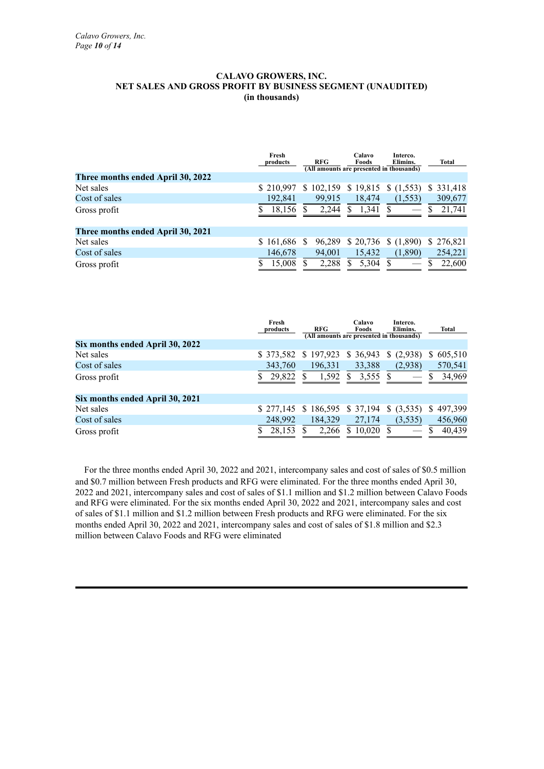**CALAVO GROWERS, INC.**
**NET SALES AND GROSS PROFIT BY BUSINESS SEGMENT (UNAUDITED)**
**(in thousands)**

| | Fresh products | RFG | Calavo Foods | Interco. Elimins. | Total |
|---|---|---|---|---|---|
| | (All amounts are presented in thousands) | | | | |
| **Three months ended April 30, 2022** | | | | | |
| Net sales | $ 210,997 | $ 102,159 | $ 19,815 | $ (1,553) | $ 331,418 |
| Cost of sales | 192,841 | 99,915 | 18,474 | (1,553) | 309,677 |
| Gross profit | $ 18,156 | $ 2,244 | $ 1,341 | $ — | $ 21,741 |
| **Three months ended April 30, 2021** | | | | | |
| Net sales | $ 161,686 | $ 96,289 | $ 20,736 | $ (1,890) | $ 276,821 |
| Cost of sales | 146,678 | 94,001 | 15,432 | (1,890) | 254,221 |
| Gross profit | $ 15,008 | $ 2,288 | $ 5,304 | $ — | $ 22,600 |

| | Fresh products | RFG | Calavo Foods | Interco. Elimins. | Total |
|---|---|---|---|---|---|
| | (All amounts are presented in thousands) | | | | |
| **Six months ended April 30, 2022** | | | | | |
| Net sales | $ 373,582 | $ 197,923 | $ 36,943 | $ (2,938) | $ 605,510 |
| Cost of sales | 343,760 | 196,331 | 33,388 | (2,938) | 570,541 |
| Gross profit | $ 29,822 | $ 1,592 | $ 3,555 | $ — | $ 34,969 |
| **Six months ended April 30, 2021** | | | | | |
| Net sales | $ 277,145 | $ 186,595 | $ 37,194 | $ (3,535) | $ 497,399 |
| Cost of sales | 248,992 | 184,329 | 27,174 | (3,535) | 456,960 |
| Gross profit | $ 28,153 | $ 2,266 | $ 10,020 | $ — | $ 40,439 |

For the three months ended April 30, 2022 and 2021, intercompany sales and cost of sales of $0.5 million and $0.7 million between Fresh products and RFG were eliminated. For the three months ended April 30, 2022 and 2021, intercompany sales and cost of sales of $1.1 million and $1.2 million between Calavo Foods and RFG were eliminated. For the six months ended April 30, 2022 and 2021, intercompany sales and cost of sales of $1.1 million and $1.2 million between Fresh products and RFG were eliminated. For the six months ended April 30, 2022 and 2021, intercompany sales and cost of sales of $1.8 million and $2.3 million between Calavo Foods and RFG were eliminated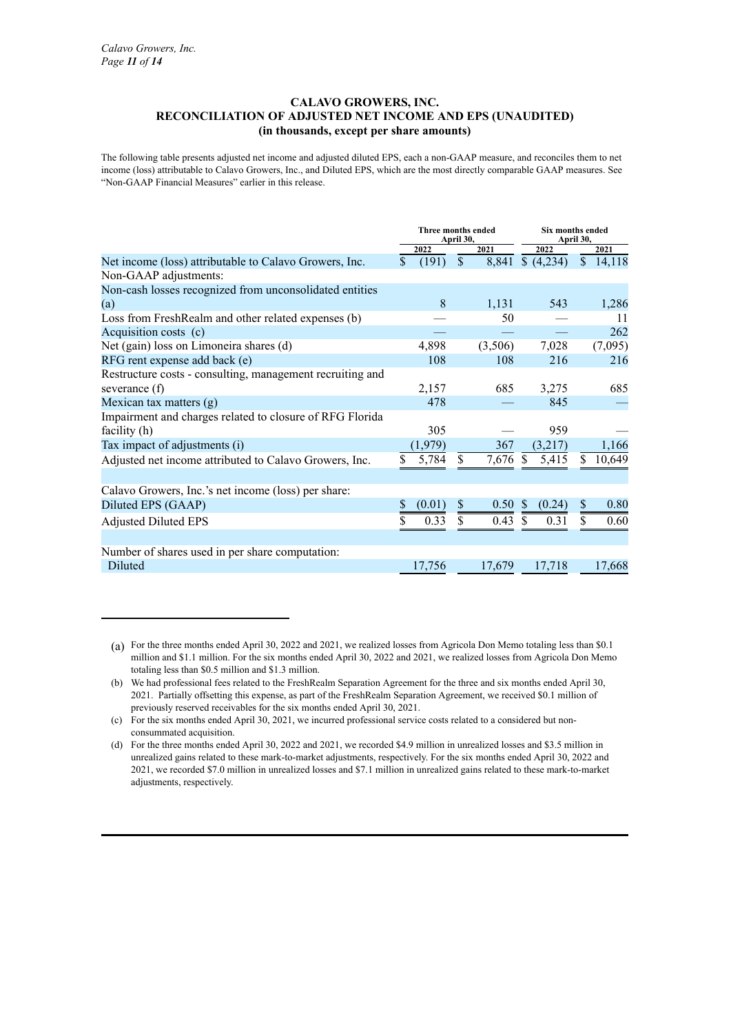## CALAVO GROWERS, INC.
## RECONCILIATION OF ADJUSTED NET INCOME AND EPS (UNAUDITED)
## (in thousands, except per share amounts)

The following table presents adjusted net income and adjusted diluted EPS, each a non-GAAP measure, and reconciles them to net income (loss) attributable to Calavo Growers, Inc., and Diluted EPS, which are the most directly comparable GAAP measures. See "Non-GAAP Financial Measures" earlier in this release.

| | Three months ended April 30, | | Six months ended April 30, | |
|---|---|---|---|---|
| | 2022 | 2021 | 2022 | 2021 |
| Net income (loss) attributable to Calavo Growers, Inc. | $ (191) | $ 8,841 | $ (4,234) | $ 14,118 |
| Non-GAAP adjustments: | | | | |
| Non-cash losses recognized from unconsolidated entities (a) | 8 | 1,131 | 543 | 1,286 |
| Loss from FreshRealm and other related expenses (b) | — | 50 | — | 11 |
| Acquisition costs (c) | — | — | — | 262 |
| Net (gain) loss on Limoneira shares (d) | 4,898 | (3,506) | 7,028 | (7,095) |
| RFG rent expense add back (e) | 108 | 108 | 216 | 216 |
| Restructure costs - consulting, management recruiting and severance (f) | 2,157 | 685 | 3,275 | 685 |
| Mexican tax matters (g) | 478 | — | 845 | — |
| Impairment and charges related to closure of RFG Florida facility (h) | 305 | — | 959 | — |
| Tax impact of adjustments (i) | (1,979) | 367 | (3,217) | 1,166 |
| Adjusted net income attributed to Calavo Growers, Inc. | $ 5,784 | $ 7,676 | $ 5,415 | $ 10,649 |
| | | | | |
| Calavo Growers, Inc.'s net income (loss) per share: | | | | |
| Diluted EPS (GAAP) | $ (0.01) | $ 0.50 | $ (0.24) | $ 0.80 |
| Adjusted Diluted EPS | $ 0.33 | $ 0.43 | $ 0.31 | $ 0.60 |
| | | | | |
| Number of shares used in per share computation: | | | | |
| Diluted | 17,756 | 17,679 | 17,718 | 17,668 |

---

(a) For the three months ended April 30, 2022 and 2021, we realized losses from Agricola Don Memo totaling less than $0.1 million and $1.1 million. For the six months ended April 30, 2022 and 2021, we realized losses from Agricola Don Memo totaling less than $0.5 million and $1.3 million.

(b) We had professional fees related to the FreshRealm Separation Agreement for the three and six months ended April 30, 2021. Partially offsetting this expense, as part of the FreshRealm Separation Agreement, we received $0.1 million of previously reserved receivables for the six months ended April 30, 2021.

(c) For the six months ended April 30, 2021, we incurred professional service costs related to a considered but non-consummated acquisition.

(d) For the three months ended April 30, 2022 and 2021, we recorded $4.9 million in unrealized losses and $3.5 million in unrealized gains related to these mark-to-market adjustments, respectively. For the six months ended April 30, 2022 and 2021, we recorded $7.0 million in unrealized losses and $7.1 million in unrealized gains related to these mark-to-market adjustments, respectively.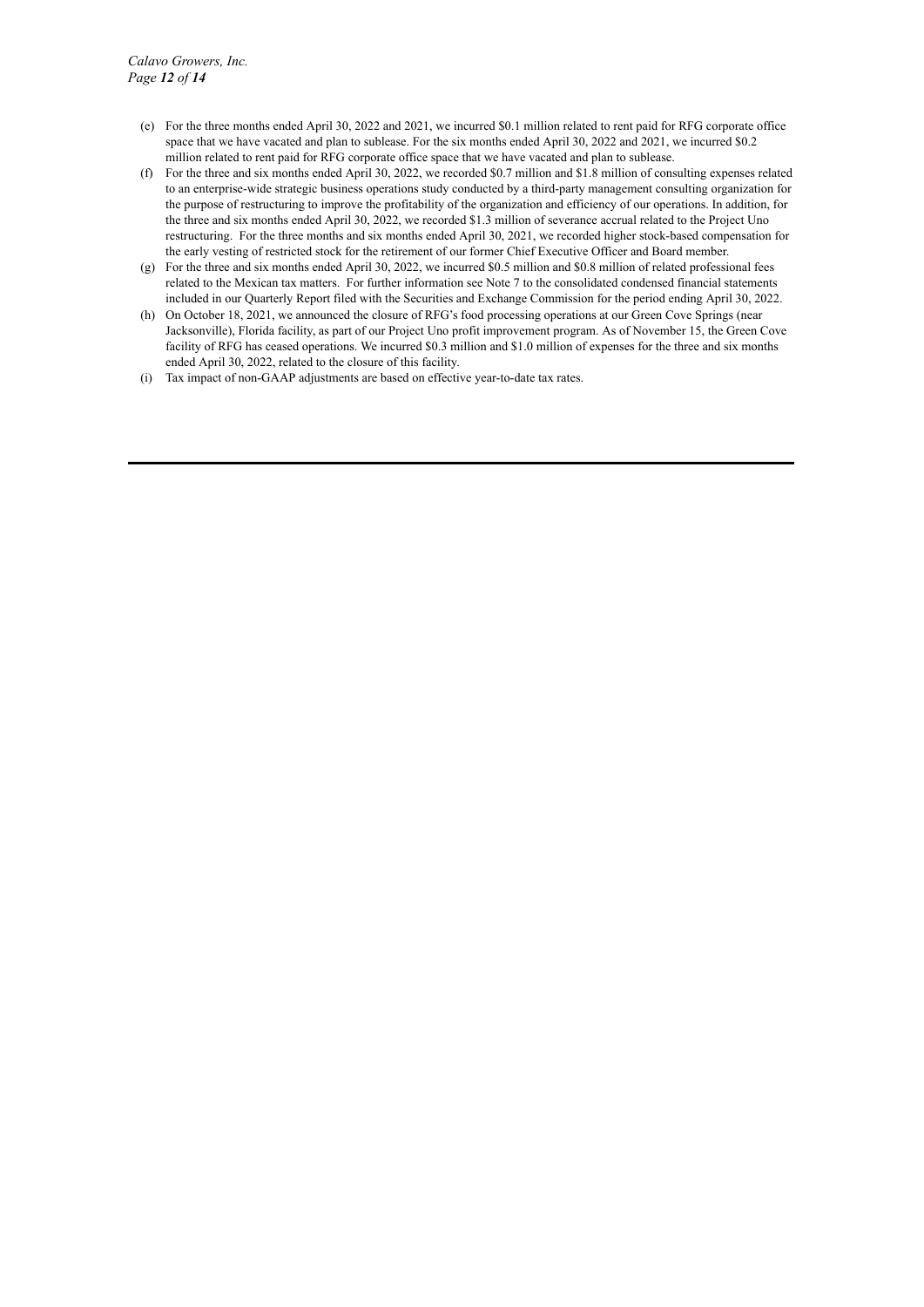(e) For the three months ended April 30, 2022 and 2021, we incurred $0.1 million related to rent paid for RFG corporate office space that we have vacated and plan to sublease. For the six months ended April 30, 2022 and 2021, we incurred $0.2 million related to rent paid for RFG corporate office space that we have vacated and plan to sublease.

(f) For the three and six months ended April 30, 2022, we recorded $0.7 million and $1.8 million of consulting expenses related to an enterprise-wide strategic business operations study conducted by a third-party management consulting organization for the purpose of restructuring to improve the profitability of the organization and efficiency of our operations. In addition, for the three and six months ended April 30, 2022, we recorded $1.3 million of severance accrual related to the Project Uno restructuring. For the three months and six months ended April 30, 2021, we recorded higher stock-based compensation for the early vesting of restricted stock for the retirement of our former Chief Executive Officer and Board member.

(g) For the three and six months ended April 30, 2022, we incurred $0.5 million and $0.8 million of related professional fees related to the Mexican tax matters. For further information see Note 7 to the consolidated condensed financial statements included in our Quarterly Report filed with the Securities and Exchange Commission for the period ending April 30, 2022.

(h) On October 18, 2021, we announced the closure of RFG's food processing operations at our Green Cove Springs (near Jacksonville), Florida facility, as part of our Project Uno profit improvement program. As of November 15, the Green Cove facility of RFG has ceased operations. We incurred $0.3 million and $1.0 million of expenses for the three and six months ended April 30, 2022, related to the closure of this facility.

(i) Tax impact of non-GAAP adjustments are based on effective year-to-date tax rates.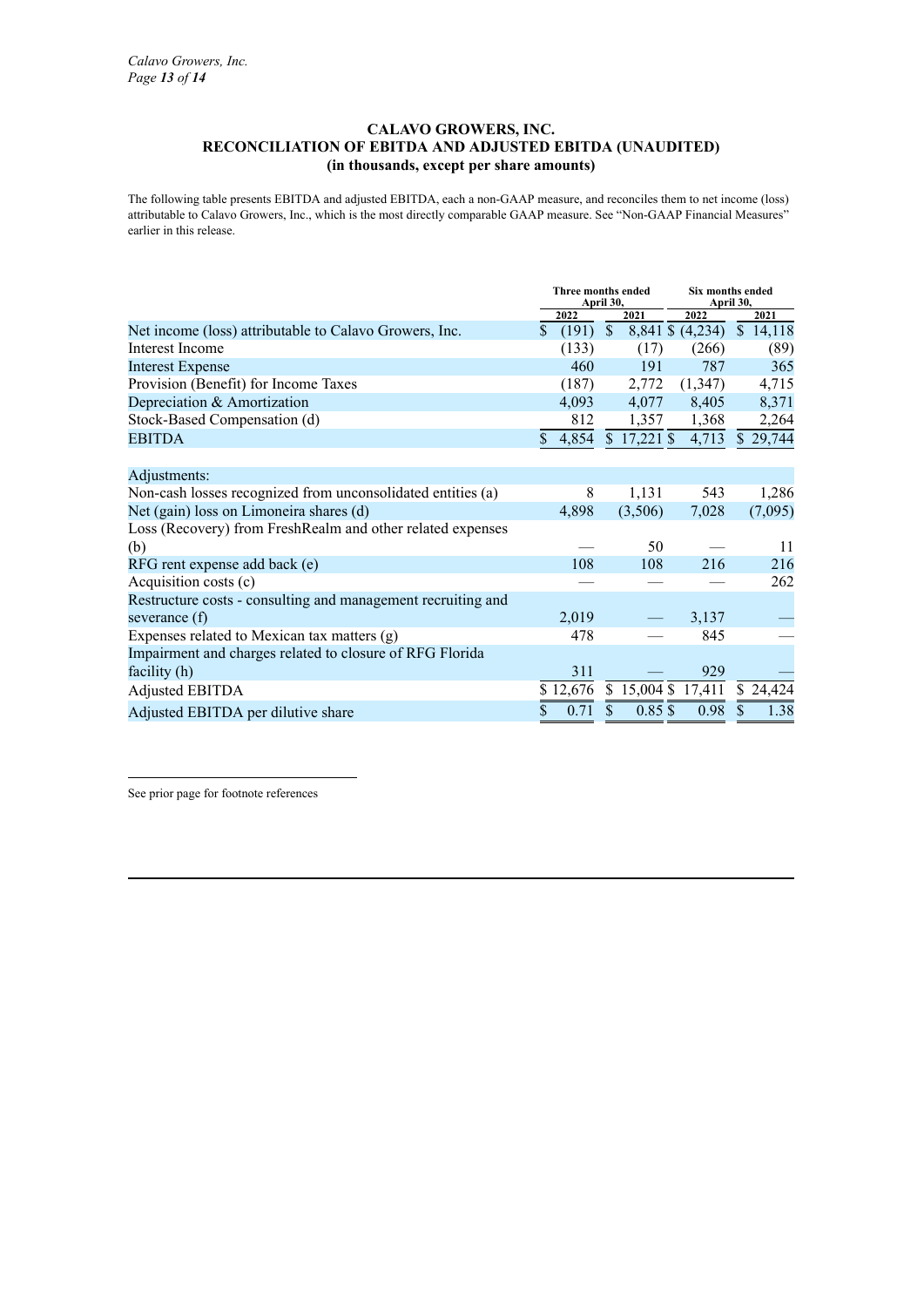# CALAVO GROWERS, INC.
## RECONCILIATION OF EBITDA AND ADJUSTED EBITDA (UNAUDITED)
### (in thousands, except per share amounts)

The following table presents EBITDA and adjusted EBITDA, each a non-GAAP measure, and reconciles them to net income (loss) attributable to Calavo Growers, Inc., which is the most directly comparable GAAP measure. See "Non-GAAP Financial Measures" earlier in this release.

| | Three months ended April 30, | | Six months ended April 30, | |
|---|---|---|---|---|
| | 2022 | 2021 | 2022 | 2021 |
| Net income (loss) attributable to Calavo Growers, Inc. | $ (191) | $ 8,841 | $ (4,234) | $ 14,118 |
| Interest Income | (133) | (17) | (266) | (89) |
| Interest Expense | 460 | 191 | 787 | 365 |
| Provision (Benefit) for Income Taxes | (187) | 2,772 | (1,347) | 4,715 |
| Depreciation & Amortization | 4,093 | 4,077 | 8,405 | 8,371 |
| Stock-Based Compensation (d) | 812 | 1,357 | 1,368 | 2,264 |
| EBITDA | $ 4,854 | $ 17,221 | $ 4,713 | $ 29,744 |
| | | | | |
| Adjustments: | | | | |
| Non-cash losses recognized from unconsolidated entities (a) | 8 | 1,131 | 543 | 1,286 |
| Net (gain) loss on Limoneira shares (d) | 4,898 | (3,506) | 7,028 | (7,095) |
| Loss (Recovery) from FreshRealm and other related expenses (b) | — | 50 | — | 11 |
| RFG rent expense add back (e) | 108 | 108 | 216 | 216 |
| Acquisition costs (c) | — | — | — | 262 |
| Restructure costs - consulting and management recruiting and severance (f) | 2,019 | — | 3,137 | — |
| Expenses related to Mexican tax matters (g) | 478 | — | 845 | — |
| Impairment and charges related to closure of RFG Florida facility (h) | 311 | — | 929 | — |
| Adjusted EBITDA | $ 12,676 | $ 15,004 | $ 17,411 | $ 24,424 |
| Adjusted EBITDA per dilutive share | $ 0.71 | $ 0.85 | $ 0.98 | $ 1.38 |

See prior page for footnote references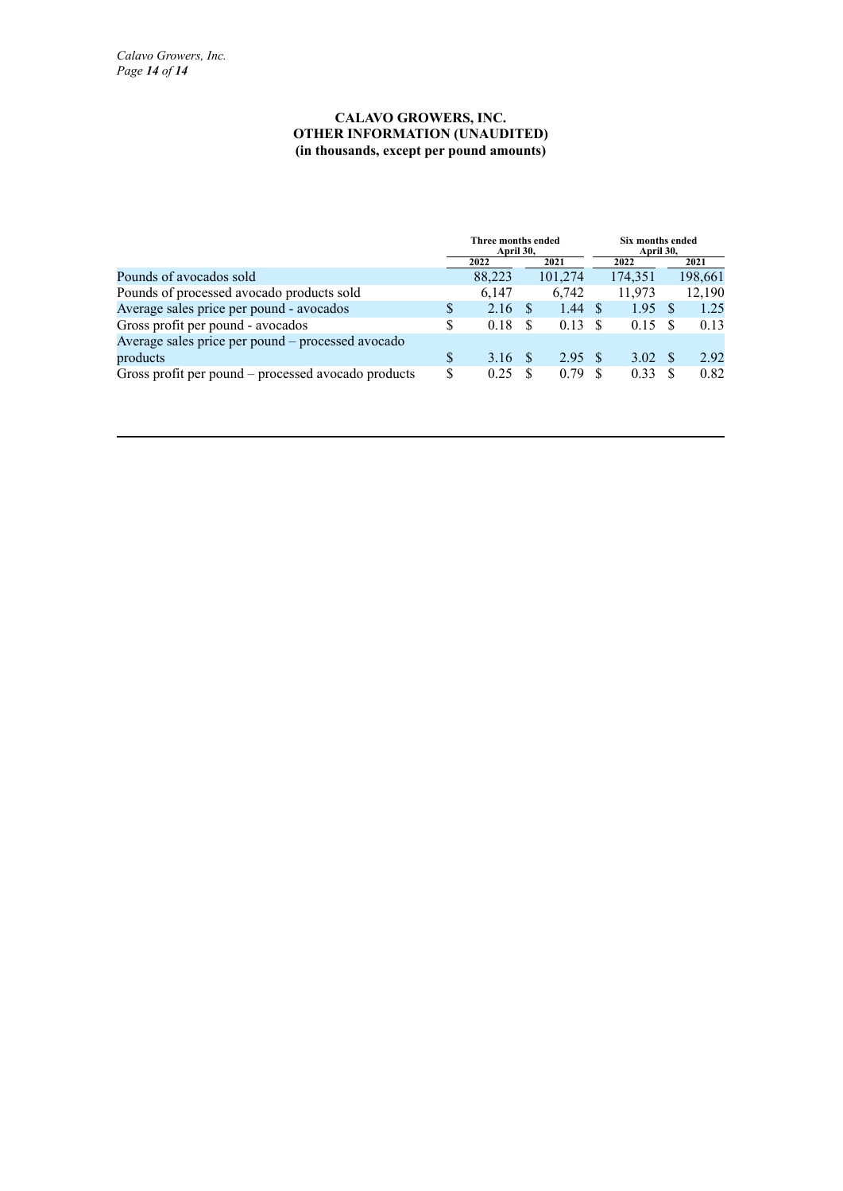**CALAVO GROWERS, INC.**
**OTHER INFORMATION (UNAUDITED)**
**(in thousands, except per pound amounts)**

| | Three months ended April 30, | | Six months ended April 30, | |
|---|---|---|---|---|
| | 2022 | 2021 | 2022 | 2021 |
| Pounds of avocados sold | 88,223 | 101,274 | 174,351 | 198,661 |
| Pounds of processed avocado products sold | 6,147 | 6,742 | 11,973 | 12,190 |
| Average sales price per pound - avocados | $ 2.16 | $ 1.44 | $ 1.95 | $ 1.25 |
| Gross profit per pound - avocados | $ 0.18 | $ 0.13 | $ 0.15 | $ 0.13 |
| Average sales price per pound – processed avocado products | $ 3.16 | $ 2.95 | $ 3.02 | $ 2.92 |
| Gross profit per pound – processed avocado products | $ 0.25 | $ 0.79 | $ 0.33 | $ 0.82 |